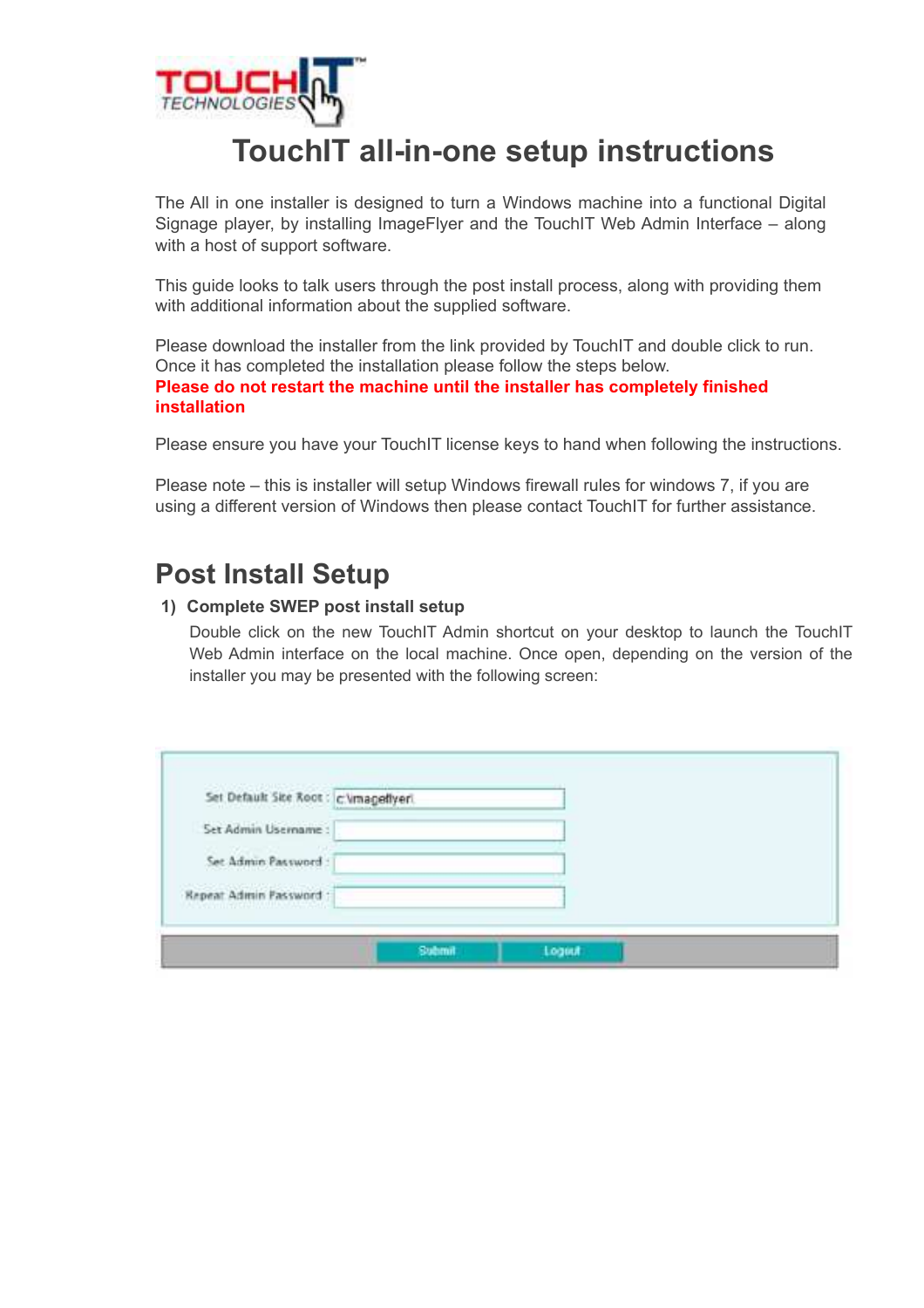# TouchIT all-in-one setup instructions

The All in one installer is designed to turn a Windows machine into a functional Digital Signage player, by installing ImageFlyer and the TouchIT Web Admin Interface – along with a host of support software.

This guide looks to talk users through the post install process, along with providing them with additional information about the supplied software.

Please download the installer from the link provided by TouchIT and double click to run. Once it has completed the installation please follow the steps below.
**Please do not restart the machine until the installer has completely finished installation**

Please ensure you have your TouchIT license keys to hand when following the instructions.

Please note – this is installer will setup Windows firewall rules for windows 7, if you are using a different version of Windows then please contact TouchIT for further assistance.

## Post Install Setup

1) **Complete SWEP post install setup**

   Double click on the new TouchIT Admin shortcut on your desktop to launch the TouchIT Web Admin interface on the local machine. Once open, depending on the version of the installer you may be presented with the following screen:

Set Default Site Root : c:\imageflyer\
Set Admin Username :
Set Admin Password :
Repeat Admin Password :

Submit | Logout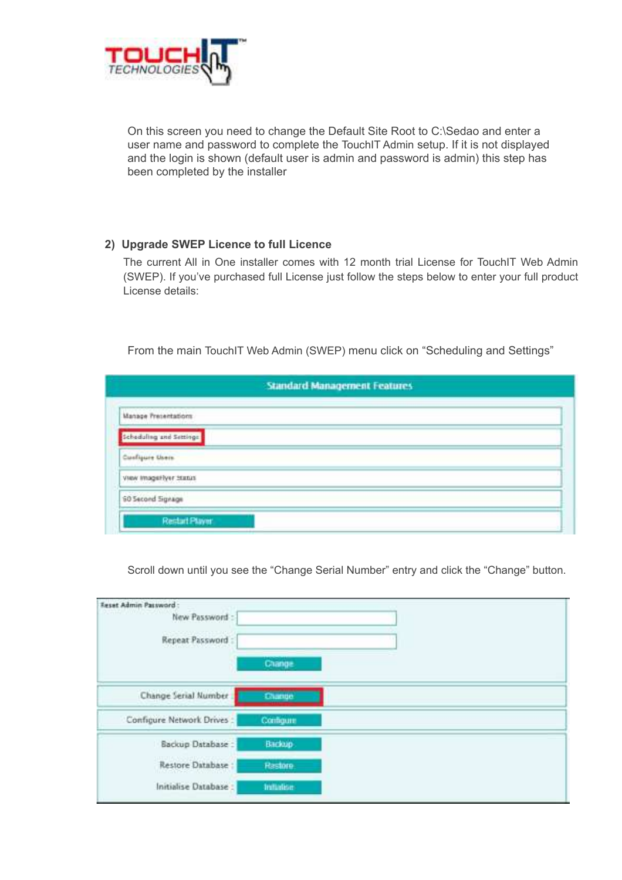On this screen you need to change the Default Site Root to C:\Sedao and enter a user name and password to complete the TouchIT Admin setup. If it is not displayed and the login is shown (default user is admin and password is admin) this step has been completed by the installer

**2) Upgrade SWEP Licence to full Licence**

The current All in One installer comes with 12 month trial License for TouchIT Web Admin (SWEP). If you've purchased full License just follow the steps below to enter your full product License details:

From the main TouchIT Web Admin (SWEP) menu click on "Scheduling and Settings"

Scroll down until you see the "Change Serial Number" entry and click the "Change" button.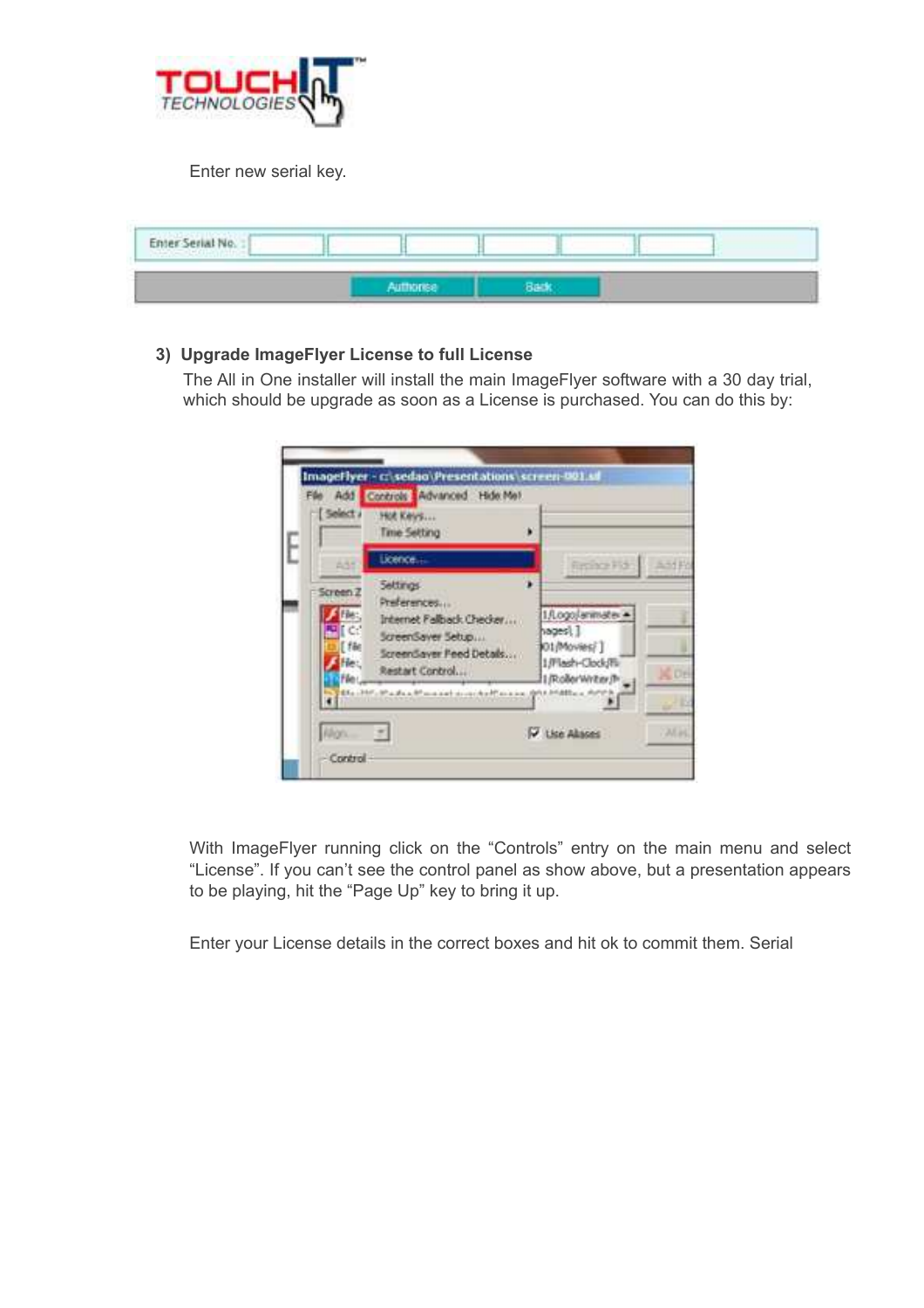Enter new serial key.

### 3) Upgrade ImageFlyer License to full License

The All in One installer will install the main ImageFlyer software with a 30 day trial, which should be upgrade as soon as a License is purchased. You can do this by:

With ImageFlyer running click on the "Controls" entry on the main menu and select "License". If you can't see the control panel as show above, but a presentation appears to be playing, hit the "Page Up" key to bring it up.

Enter your License details in the correct boxes and hit ok to commit them. Serial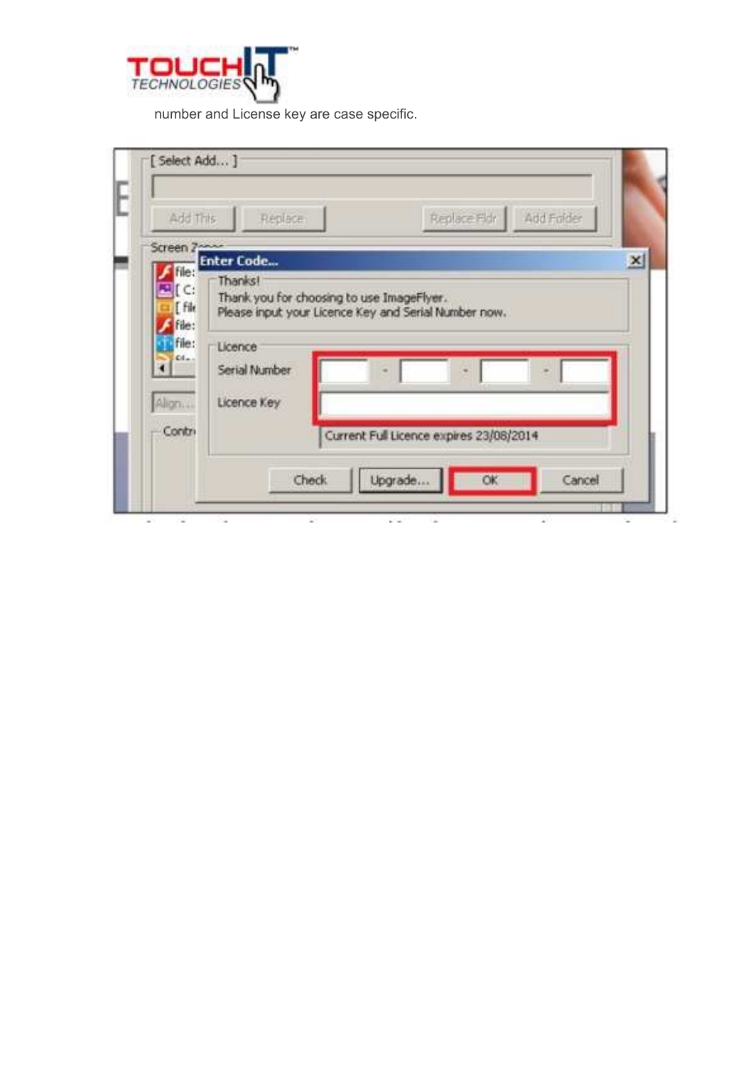number and License key are case specific.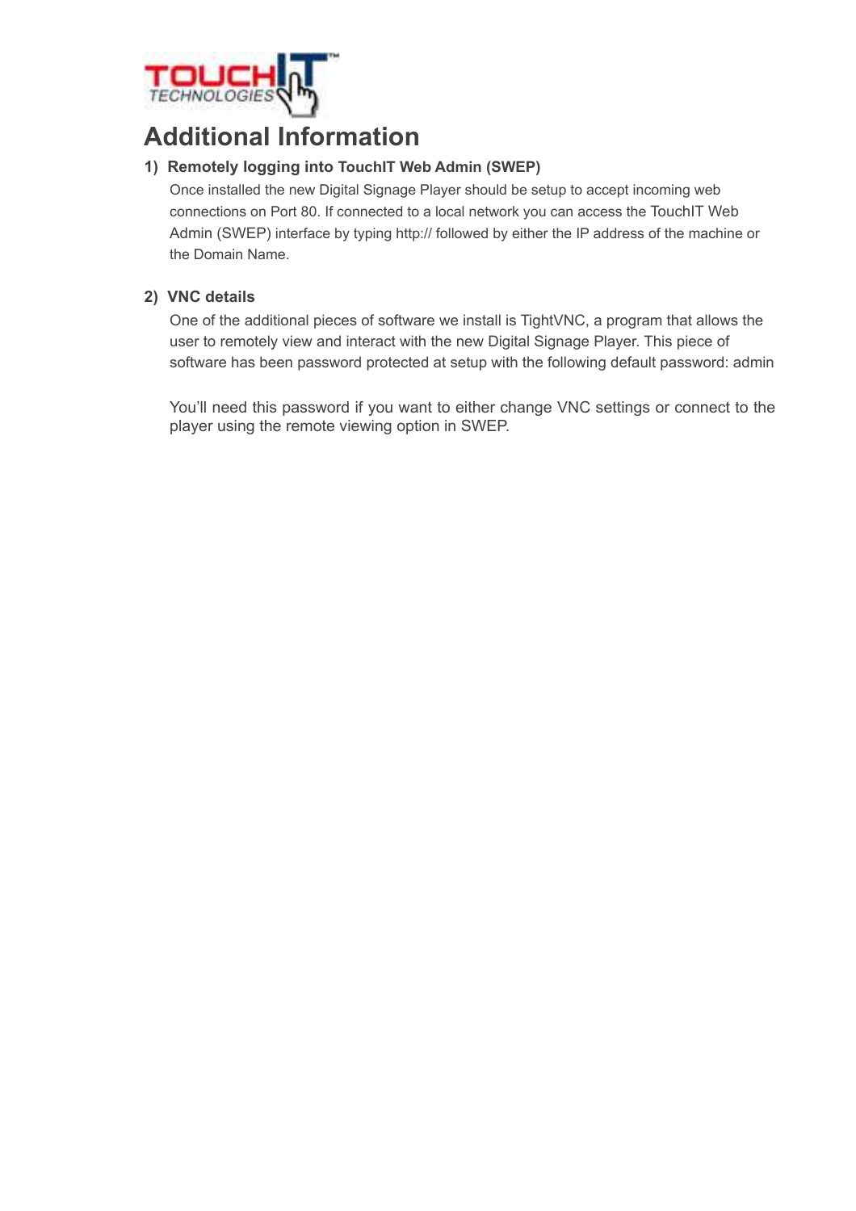# Additional Information

1) **Remotely logging into TouchIT Web Admin (SWEP)**

   Once installed the new Digital Signage Player should be setup to accept incoming web connections on Port 80. If connected to a local network you can access the TouchIT Web Admin (SWEP) interface by typing http:// followed by either the IP address of the machine or the Domain Name.

2) **VNC details**

   One of the additional pieces of software we install is TightVNC, a program that allows the user to remotely view and interact with the new Digital Signage Player. This piece of software has been password protected at setup with the following default password: admin

   You'll need this password if you want to either change VNC settings or connect to the player using the remote viewing option in SWEP.